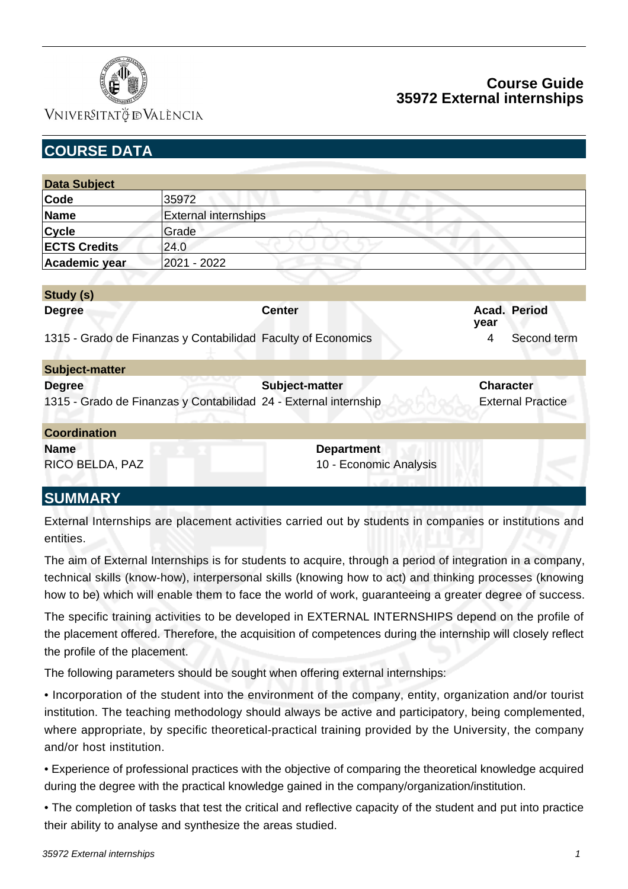# Course Guide
# 35972 External internships

## COURSE DATA

| Data Subject | |
|---|---|
| Code | 35972 |
| Name | External internships |
| Cycle | Grade |
| ECTS Credits | 24.0 |
| Academic year | 2021 - 2022 |

| Study (s) | | | |
|---|---|---|---|
| **Degree** | **Center** | **Acad. year** | **Period** |
| 1315 - Grado de Finanzas y Contabilidad | Faculty of Economics | 4 | Second term |

| Subject-matter | | |
|---|---|---|
| **Degree** | **Subject-matter** | **Character** |
| 1315 - Grado de Finanzas y Contabilidad | 24 - External internship | External Practice |

| Coordination | |
|---|---|
| **Name** | **Department** |
| RICO BELDA, PAZ | 10 - Economic Analysis |

## SUMMARY

External Internships are placement activities carried out by students in companies or institutions and entities.

The aim of External Internships is for students to acquire, through a period of integration in a company, technical skills (know-how), interpersonal skills (knowing how to act) and thinking processes (knowing how to be) which will enable them to face the world of work, guaranteeing a greater degree of success.

The specific training activities to be developed in EXTERNAL INTERNSHIPS depend on the profile of the placement offered. Therefore, the acquisition of competences during the internship will closely reflect the profile of the placement.

The following parameters should be sought when offering external internships:

• Incorporation of the student into the environment of the company, entity, organization and/or tourist institution. The teaching methodology should always be active and participatory, being complemented, where appropriate, by specific theoretical-practical training provided by the University, the company and/or host institution.

• Experience of professional practices with the objective of comparing the theoretical knowledge acquired during the degree with the practical knowledge gained in the company/organization/institution.

• The completion of tasks that test the critical and reflective capacity of the student and put into practice their ability to analyse and synthesize the areas studied.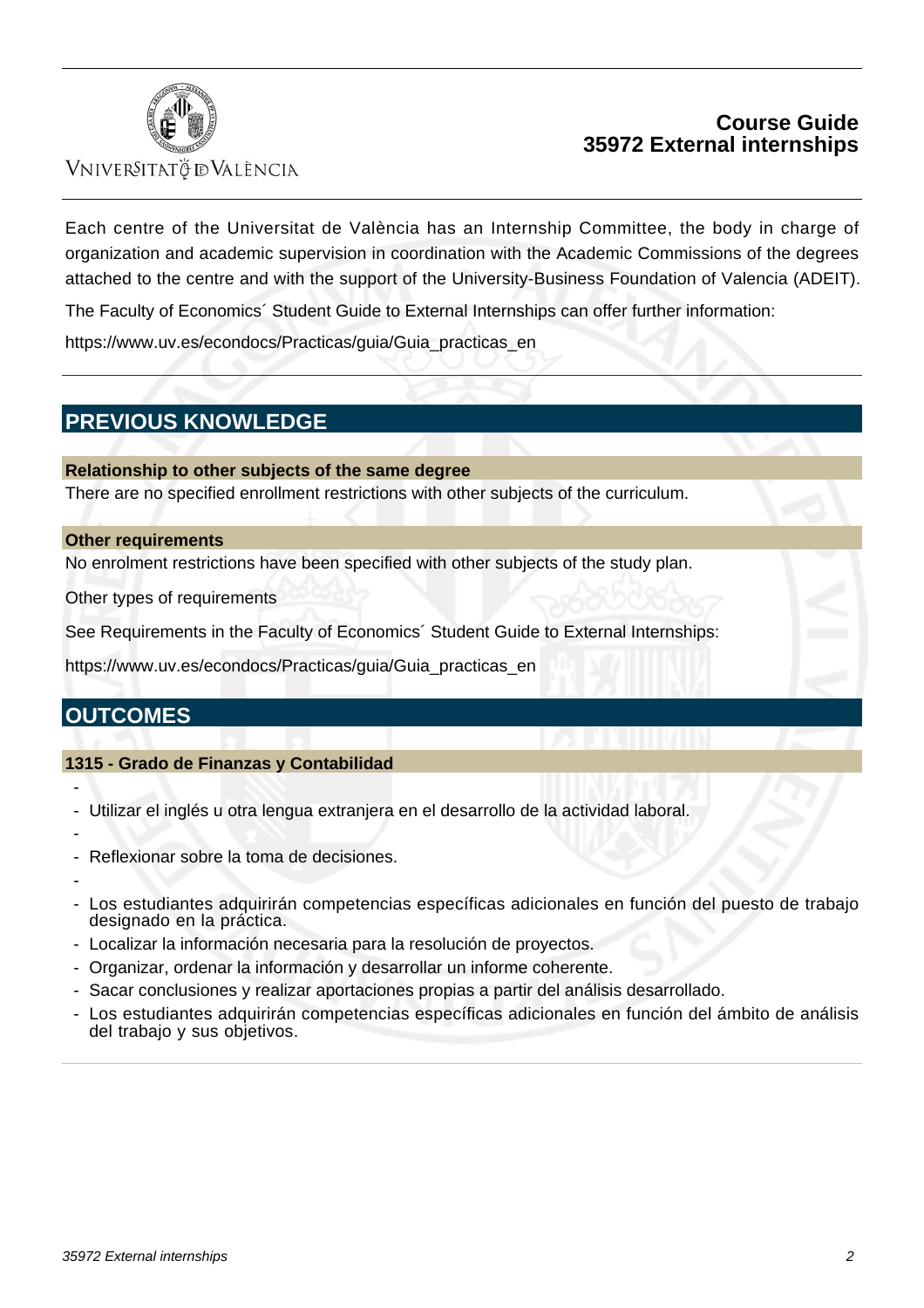Each centre of the Universitat de València has an Internship Committee, the body in charge of organization and academic supervision in coordination with the Academic Commissions of the degrees attached to the centre and with the support of the University-Business Foundation of Valencia (ADEIT).

The Faculty of Economics´ Student Guide to External Internships can offer further information:

https://www.uv.es/econdocs/Practicas/guia/Guia_practicas_en

## PREVIOUS KNOWLEDGE

### Relationship to other subjects of the same degree

There are no specified enrollment restrictions with other subjects of the curriculum.

### Other requirements

No enrolment restrictions have been specified with other subjects of the study plan.

Other types of requirements

See Requirements in the Faculty of Economics´ Student Guide to External Internships:

https://www.uv.es/econdocs/Practicas/guia/Guia_practicas_en

## OUTCOMES

### 1315 - Grado de Finanzas y Contabilidad

- 
- Utilizar el inglés u otra lengua extranjera en el desarrollo de la actividad laboral.
- 
- Reflexionar sobre la toma de decisiones.
- 
- Los estudiantes adquirirán competencias específicas adicionales en función del puesto de trabajo designado en la práctica.
- Localizar la información necesaria para la resolución de proyectos.
- Organizar, ordenar la información y desarrollar un informe coherente.
- Sacar conclusiones y realizar aportaciones propias a partir del análisis desarrollado.
- Los estudiantes adquirirán competencias específicas adicionales en función del ámbito de análisis del trabajo y sus objetivos.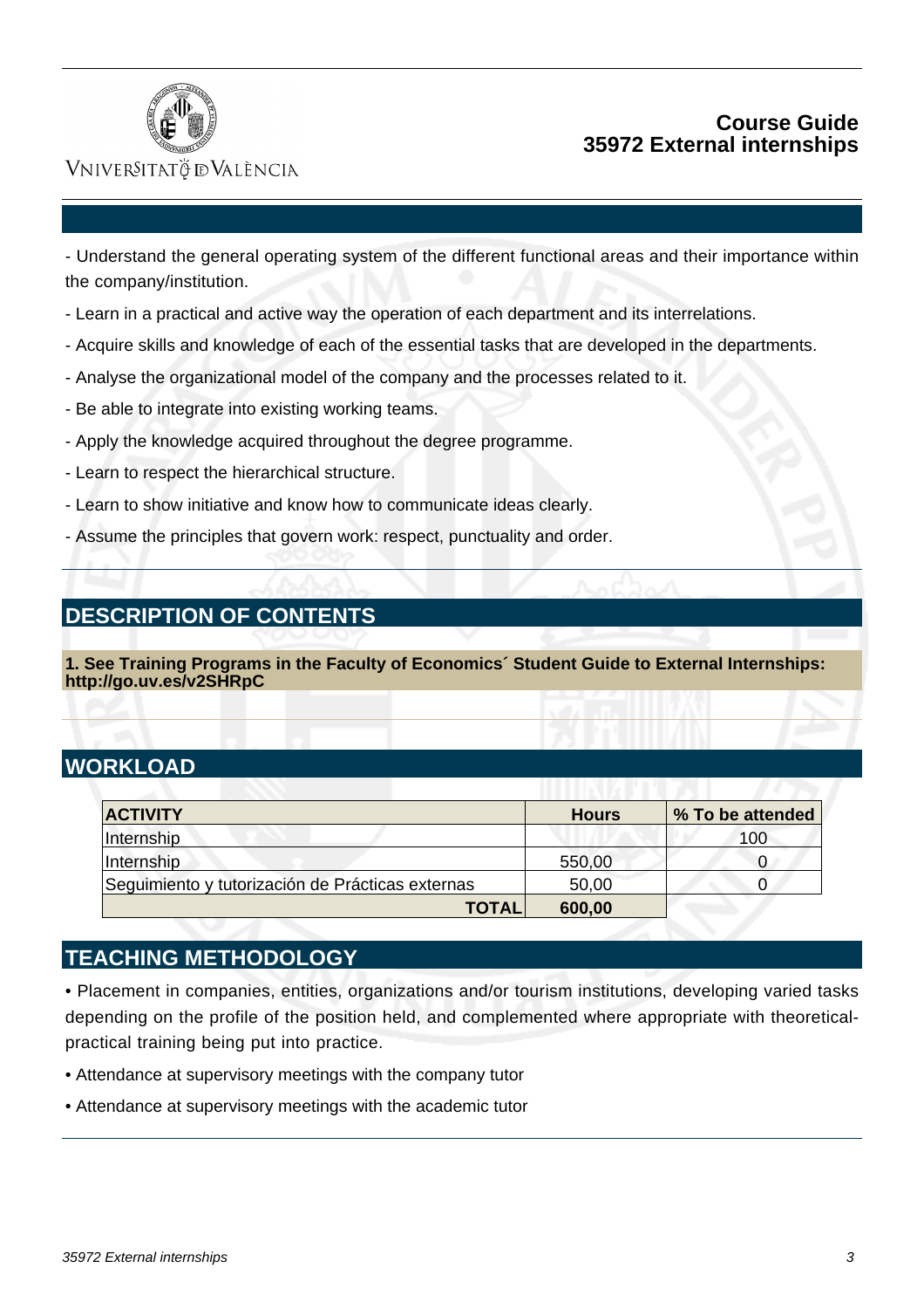- Understand the general operating system of the different functional areas and their importance within the company/institution.

- Learn in a practical and active way the operation of each department and its interrelations.

- Acquire skills and knowledge of each of the essential tasks that are developed in the departments.

- Analyse the organizational model of the company and the processes related to it.

- Be able to integrate into existing working teams.

- Apply the knowledge acquired throughout the degree programme.

- Learn to respect the hierarchical structure.

- Learn to show initiative and know how to communicate ideas clearly.

- Assume the principles that govern work: respect, punctuality and order.

## DESCRIPTION OF CONTENTS

**1. See Training Programs in the Faculty of Economics´ Student Guide to External Internships: http://go.uv.es/v2SHRpC**

## WORKLOAD

| ACTIVITY | Hours | % To be attended |
|---|---|---|
| Internship | | 100 |
| Internship | 550,00 | 0 |
| Seguimiento y tutorización de Prácticas externas | 50,00 | 0 |
| **TOTAL** | **600,00** | |

## TEACHING METHODOLOGY

• Placement in companies, entities, organizations and/or tourism institutions, developing varied tasks depending on the profile of the position held, and complemented where appropriate with theoretical-practical training being put into practice.

• Attendance at supervisory meetings with the company tutor

• Attendance at supervisory meetings with the academic tutor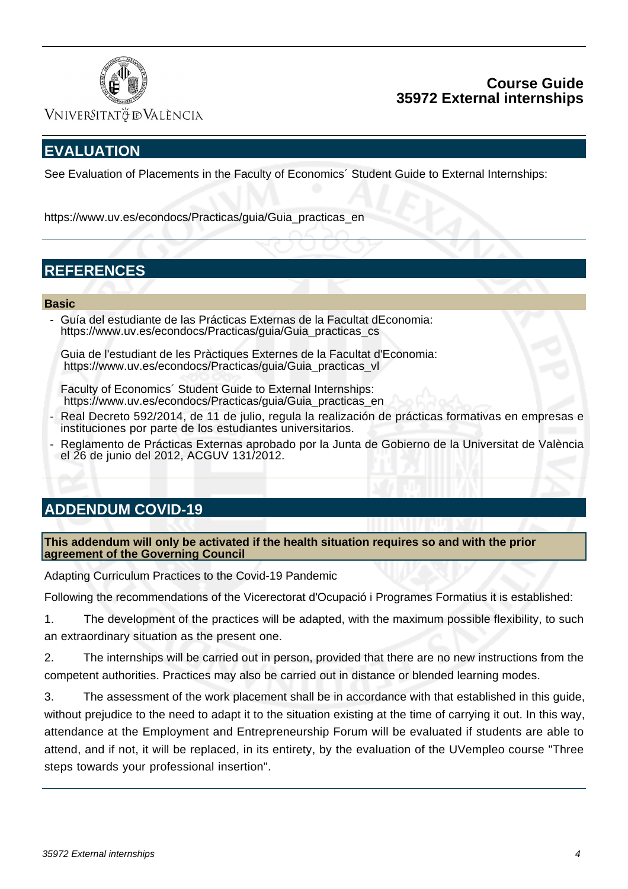## EVALUATION

See Evaluation of Placements in the Faculty of Economics´ Student Guide to External Internships:

https://www.uv.es/econdocs/Practicas/guia/Guia_practicas_en

## REFERENCES

### Basic

- Guía del estudiante de las Prácticas Externas de la Facultat dEconomia: https://www.uv.es/econdocs/Practicas/guia/Guia_practicas_cs

  Guia de l'estudiant de les Pràctiques Externes de la Facultat d'Economia: https://www.uv.es/econdocs/Practicas/guia/Guia_practicas_vl

  Faculty of Economics´ Student Guide to External Internships: https://www.uv.es/econdocs/Practicas/guia/Guia_practicas_en
- Real Decreto 592/2014, de 11 de julio, regula la realización de prácticas formativas en empresas e instituciones por parte de los estudiantes universitarios.
- Reglamento de Prácticas Externas aprobado por la Junta de Gobierno de la Universitat de València el 26 de junio del 2012, ACGUV 131/2012.

## ADDENDUM COVID-19

**This addendum will only be activated if the health situation requires so and with the prior agreement of the Governing Council**

Adapting Curriculum Practices to the Covid-19 Pandemic

Following the recommendations of the Vicerectorat d'Ocupació i Programes Formatius it is established:

1. The development of the practices will be adapted, with the maximum possible flexibility, to such an extraordinary situation as the present one.

2. The internships will be carried out in person, provided that there are no new instructions from the competent authorities. Practices may also be carried out in distance or blended learning modes.

3. The assessment of the work placement shall be in accordance with that established in this guide, without prejudice to the need to adapt it to the situation existing at the time of carrying it out. In this way, attendance at the Employment and Entrepreneurship Forum will be evaluated if students are able to attend, and if not, it will be replaced, in its entirety, by the evaluation of the UVempleo course "Three steps towards your professional insertion".